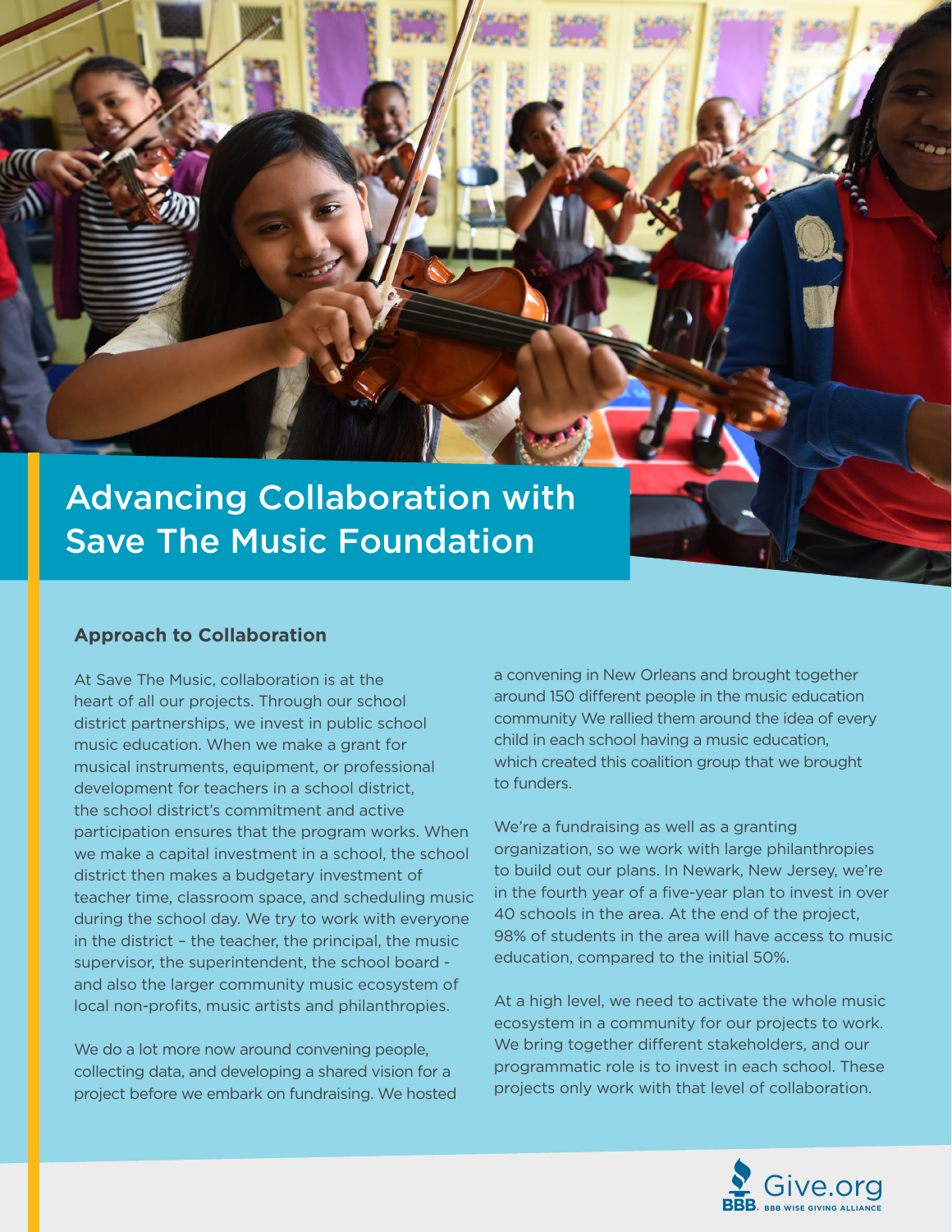# Advancing Collaboration with Save The Music Foundation

## Approach to Collaboration

At Save The Music, collaboration is at the heart of all our projects. Through our school district partnerships, we invest in public school music education. When we make a grant for musical instruments, equipment, or professional development for teachers in a school district, the school district's commitment and active participation ensures that the program works. When we make a capital investment in a school, the school district then makes a budgetary investment of teacher time, classroom space, and scheduling music during the school day. We try to work with everyone in the district – the teacher, the principal, the music supervisor, the superintendent, the school board - and also the larger community music ecosystem of local non-profits, music artists and philanthropies.

We do a lot more now around convening people, collecting data, and developing a shared vision for a project before we embark on fundraising. We hosted a convening in New Orleans and brought together around 150 different people in the music education community We rallied them around the idea of every child in each school having a music education, which created this coalition group that we brought to funders.

We're a fundraising as well as a granting organization, so we work with large philanthropies to build out our plans. In Newark, New Jersey, we're in the fourth year of a five-year plan to invest in over 40 schools in the area. At the end of the project, 98% of students in the area will have access to music education, compared to the initial 50%.

At a high level, we need to activate the whole music ecosystem in a community for our projects to work. We bring together different stakeholders, and our programmatic role is to invest in each school. These projects only work with that level of collaboration.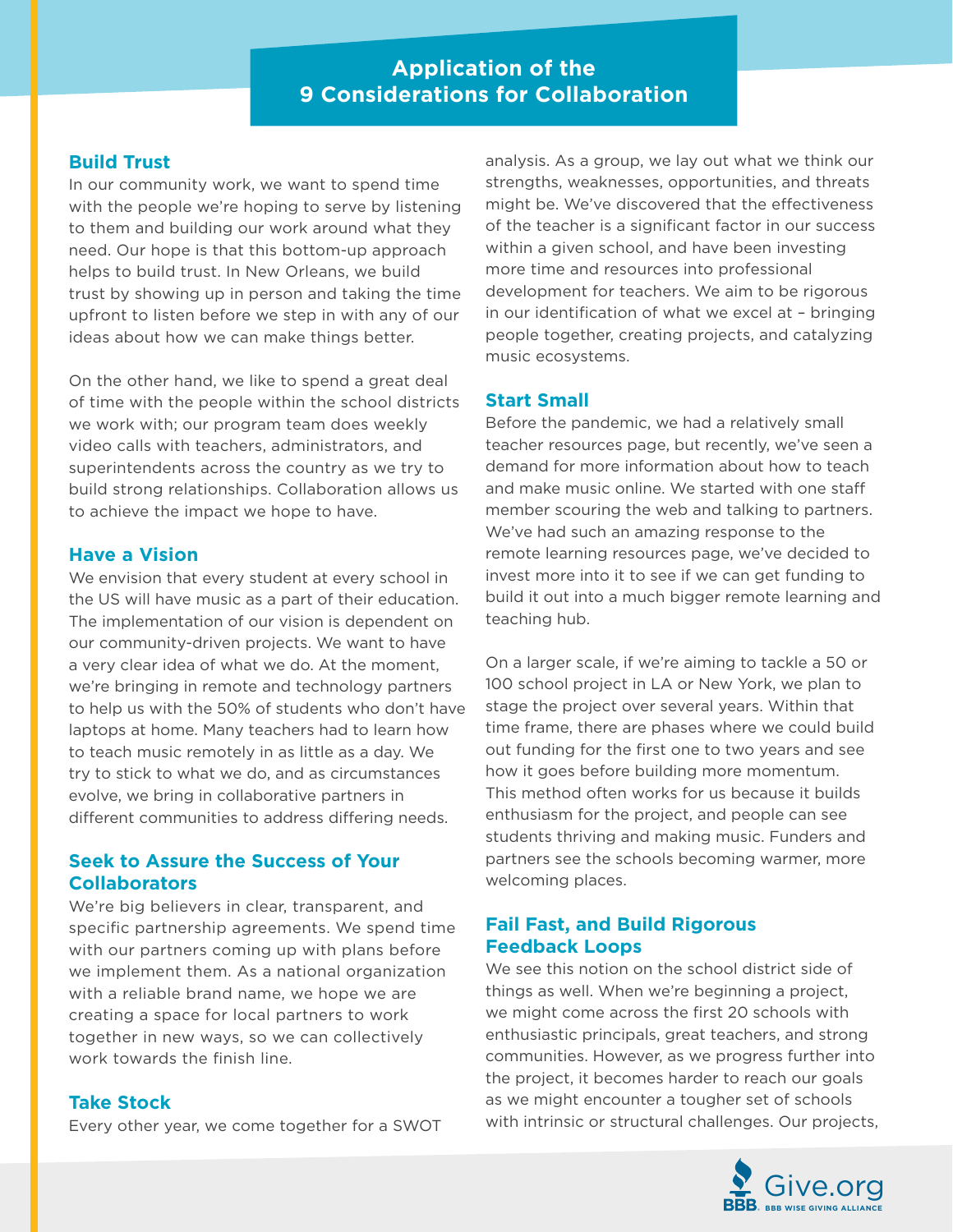## Application of the 9 Considerations for Collaboration

### Build Trust

In our community work, we want to spend time with the people we're hoping to serve by listening to them and building our work around what they need. Our hope is that this bottom-up approach helps to build trust. In New Orleans, we build trust by showing up in person and taking the time upfront to listen before we step in with any of our ideas about how we can make things better.

On the other hand, we like to spend a great deal of time with the people within the school districts we work with; our program team does weekly video calls with teachers, administrators, and superintendents across the country as we try to build strong relationships. Collaboration allows us to achieve the impact we hope to have.

### Have a Vision

We envision that every student at every school in the US will have music as a part of their education. The implementation of our vision is dependent on our community-driven projects. We want to have a very clear idea of what we do. At the moment, we're bringing in remote and technology partners to help us with the 50% of students who don't have laptops at home. Many teachers had to learn how to teach music remotely in as little as a day. We try to stick to what we do, and as circumstances evolve, we bring in collaborative partners in different communities to address differing needs.

### Seek to Assure the Success of Your Collaborators

We're big believers in clear, transparent, and specific partnership agreements. We spend time with our partners coming up with plans before we implement them. As a national organization with a reliable brand name, we hope we are creating a space for local partners to work together in new ways, so we can collectively work towards the finish line.

### Take Stock

Every other year, we come together for a SWOT analysis. As a group, we lay out what we think our strengths, weaknesses, opportunities, and threats might be. We've discovered that the effectiveness of the teacher is a significant factor in our success within a given school, and have been investing more time and resources into professional development for teachers. We aim to be rigorous in our identification of what we excel at – bringing people together, creating projects, and catalyzing music ecosystems.

### Start Small

Before the pandemic, we had a relatively small teacher resources page, but recently, we've seen a demand for more information about how to teach and make music online. We started with one staff member scouring the web and talking to partners. We've had such an amazing response to the remote learning resources page, we've decided to invest more into it to see if we can get funding to build it out into a much bigger remote learning and teaching hub.

On a larger scale, if we're aiming to tackle a 50 or 100 school project in LA or New York, we plan to stage the project over several years. Within that time frame, there are phases where we could build out funding for the first one to two years and see how it goes before building more momentum. This method often works for us because it builds enthusiasm for the project, and people can see students thriving and making music. Funders and partners see the schools becoming warmer, more welcoming places.

### Fail Fast, and Build Rigorous Feedback Loops

We see this notion on the school district side of things as well. When we're beginning a project, we might come across the first 20 schools with enthusiastic principals, great teachers, and strong communities. However, as we progress further into the project, it becomes harder to reach our goals as we might encounter a tougher set of schools with intrinsic or structural challenges. Our projects,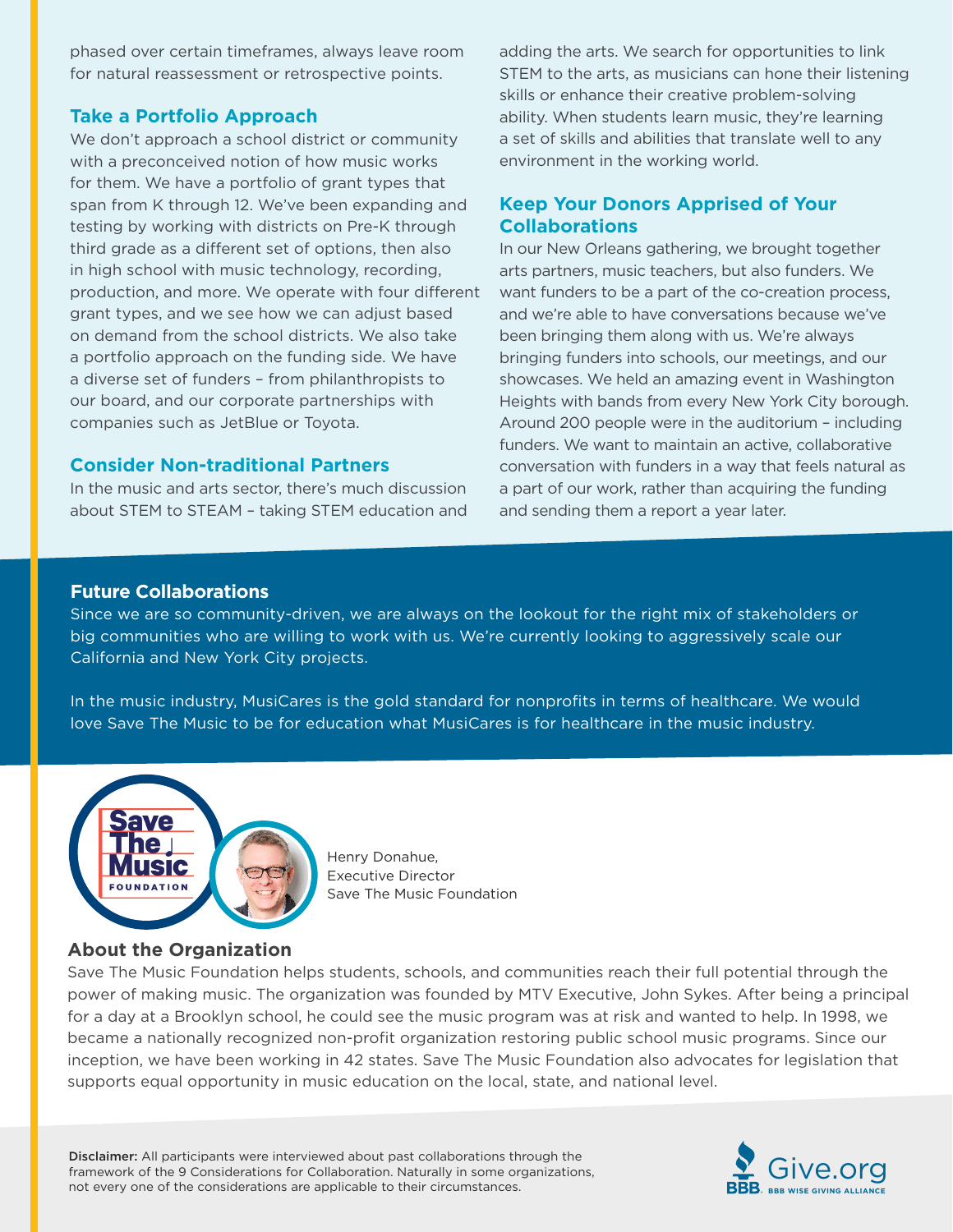phased over certain timeframes, always leave room for natural reassessment or retrospective points.

### Take a Portfolio Approach

We don't approach a school district or community with a preconceived notion of how music works for them. We have a portfolio of grant types that span from K through 12. We've been expanding and testing by working with districts on Pre-K through third grade as a different set of options, then also in high school with music technology, recording, production, and more. We operate with four different grant types, and we see how we can adjust based on demand from the school districts. We also take a portfolio approach on the funding side. We have a diverse set of funders – from philanthropists to our board, and our corporate partnerships with companies such as JetBlue or Toyota.

### Consider Non-traditional Partners

In the music and arts sector, there's much discussion about STEM to STEAM – taking STEM education and adding the arts. We search for opportunities to link STEM to the arts, as musicians can hone their listening skills or enhance their creative problem-solving ability. When students learn music, they're learning a set of skills and abilities that translate well to any environment in the working world.

### Keep Your Donors Apprised of Your Collaborations

In our New Orleans gathering, we brought together arts partners, music teachers, but also funders. We want funders to be a part of the co-creation process, and we're able to have conversations because we've been bringing them along with us. We're always bringing funders into schools, our meetings, and our showcases. We held an amazing event in Washington Heights with bands from every New York City borough. Around 200 people were in the auditorium – including funders. We want to maintain an active, collaborative conversation with funders in a way that feels natural as a part of our work, rather than acquiring the funding and sending them a report a year later.

## Future Collaborations

Since we are so community-driven, we are always on the lookout for the right mix of stakeholders or big communities who are willing to work with us. We're currently looking to aggressively scale our California and New York City projects.

In the music industry, MusiCares is the gold standard for nonprofits in terms of healthcare. We would love Save The Music to be for education what MusiCares is for healthcare in the music industry.

Save The Music FOUNDATION

Henry Donahue,
Executive Director
Save The Music Foundation

## About the Organization

Save The Music Foundation helps students, schools, and communities reach their full potential through the power of making music. The organization was founded by MTV Executive, John Sykes. After being a principal for a day at a Brooklyn school, he could see the music program was at risk and wanted to help. In 1998, we became a nationally recognized non-profit organization restoring public school music programs. Since our inception, we have been working in 42 states. Save The Music Foundation also advocates for legislation that supports equal opportunity in music education on the local, state, and national level.

**Disclaimer:** All participants were interviewed about past collaborations through the framework of the 9 Considerations for Collaboration. Naturally in some organizations, not every one of the considerations are applicable to their circumstances.

BBB. Give.org BBB WISE GIVING ALLIANCE